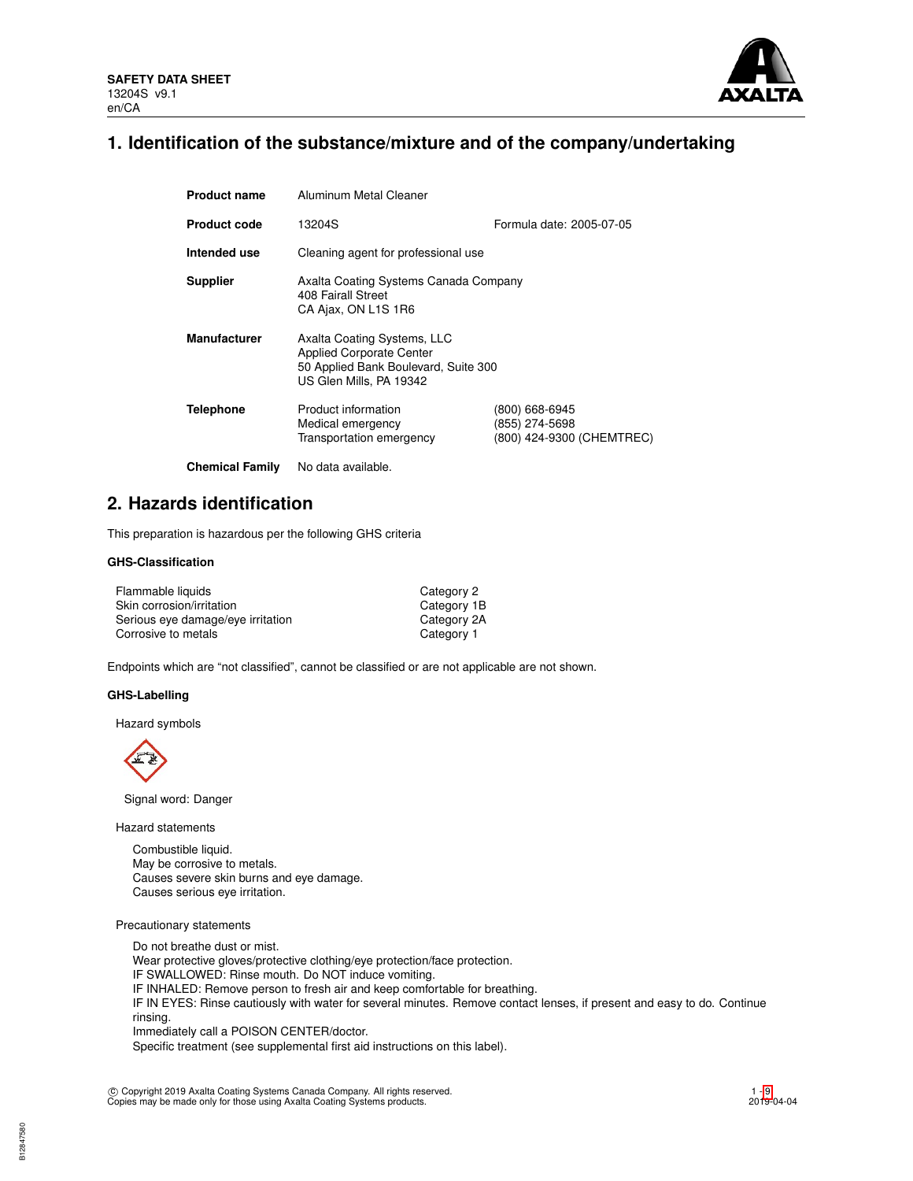**SAFETY DATA SHEET**
13204S v9.1
en/CA

# 1. Identification of the substance/mixture and of the company/undertaking

| | | |
|---|---|---|
| **Product name** | Aluminum Metal Cleaner | |
| **Product code** | 13204S | Formula date: 2005-07-05 |
| **Intended use** | Cleaning agent for professional use | |
| **Supplier** | Axalta Coating Systems Canada Company<br>408 Fairall Street<br>CA Ajax, ON L1S 1R6 | |
| **Manufacturer** | Axalta Coating Systems, LLC<br>Applied Corporate Center<br>50 Applied Bank Boulevard, Suite 300<br>US Glen Mills, PA 19342 | |
| **Telephone** | Product information<br>Medical emergency<br>Transportation emergency | (800) 668-6945<br>(855) 274-5698<br>(800) 424-9300 (CHEMTREC) |
| **Chemical Family** | No data available. | |

# 2. Hazards identification

This preparation is hazardous per the following GHS criteria

### GHS-Classification

| | |
|---|---|
| Flammable liquids | Category 2 |
| Skin corrosion/irritation | Category 1B |
| Serious eye damage/eye irritation | Category 2A |
| Corrosive to metals | Category 1 |

Endpoints which are "not classified", cannot be classified or are not applicable are not shown.

### GHS-Labelling

Hazard symbols

Signal word: Danger

Hazard statements

Combustible liquid.
May be corrosive to metals.
Causes severe skin burns and eye damage.
Causes serious eye irritation.

Precautionary statements

Do not breathe dust or mist.
Wear protective gloves/protective clothing/eye protection/face protection.
IF SWALLOWED: Rinse mouth. Do NOT induce vomiting.
IF INHALED: Remove person to fresh air and keep comfortable for breathing.
IF IN EYES: Rinse cautiously with water for several minutes. Remove contact lenses, if present and easy to do. Continue rinsing.
Immediately call a POISON CENTER/doctor.
Specific treatment (see supplemental first aid instructions on this label).

© Copyright 2019 Axalta Coating Systems Canada Company. All rights reserved.
Copies may be made only for those using Axalta Coating Systems products.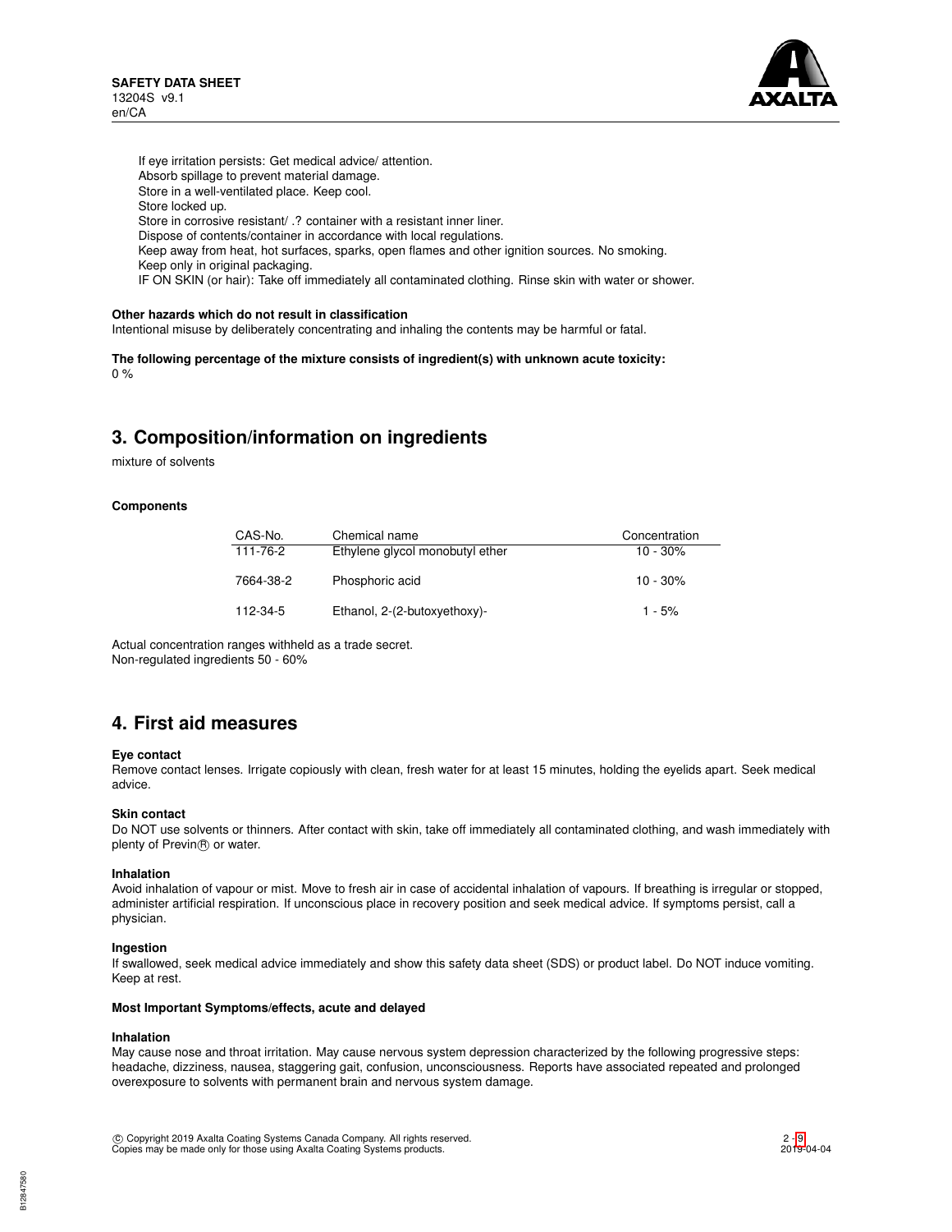If eye irritation persists: Get medical advice/ attention.
Absorb spillage to prevent material damage.
Store in a well-ventilated place. Keep cool.
Store locked up.
Store in corrosive resistant/ .? container with a resistant inner liner.
Dispose of contents/container in accordance with local regulations.
Keep away from heat, hot surfaces, sparks, open flames and other ignition sources. No smoking.
Keep only in original packaging.
IF ON SKIN (or hair): Take off immediately all contaminated clothing. Rinse skin with water or shower.

**Other hazards which do not result in classification**

Intentional misuse by deliberately concentrating and inhaling the contents may be harmful or fatal.

**The following percentage of the mixture consists of ingredient(s) with unknown acute toxicity:**
0 %

## 3. Composition/information on ingredients

mixture of solvents

**Components**

| CAS-No. | Chemical name | Concentration |
|---|---|---|
| 111-76-2 | Ethylene glycol monobutyl ether | 10 - 30% |
| 7664-38-2 | Phosphoric acid | 10 - 30% |
| 112-34-5 | Ethanol, 2-(2-butoxyethoxy)- | 1 - 5% |

Actual concentration ranges withheld as a trade secret.
Non-regulated ingredients 50 - 60%

## 4. First aid measures

**Eye contact**

Remove contact lenses. Irrigate copiously with clean, fresh water for at least 15 minutes, holding the eyelids apart. Seek medical advice.

**Skin contact**

Do NOT use solvents or thinners. After contact with skin, take off immediately all contaminated clothing, and wash immediately with plenty of Previn® or water.

**Inhalation**

Avoid inhalation of vapour or mist. Move to fresh air in case of accidental inhalation of vapours. If breathing is irregular or stopped, administer artificial respiration. If unconscious place in recovery position and seek medical advice. If symptoms persist, call a physician.

**Ingestion**

If swallowed, seek medical advice immediately and show this safety data sheet (SDS) or product label. Do NOT induce vomiting. Keep at rest.

**Most Important Symptoms/effects, acute and delayed**

**Inhalation**

May cause nose and throat irritation. May cause nervous system depression characterized by the following progressive steps: headache, dizziness, nausea, staggering gait, confusion, unconsciousness. Reports have associated repeated and prolonged overexposure to solvents with permanent brain and nervous system damage.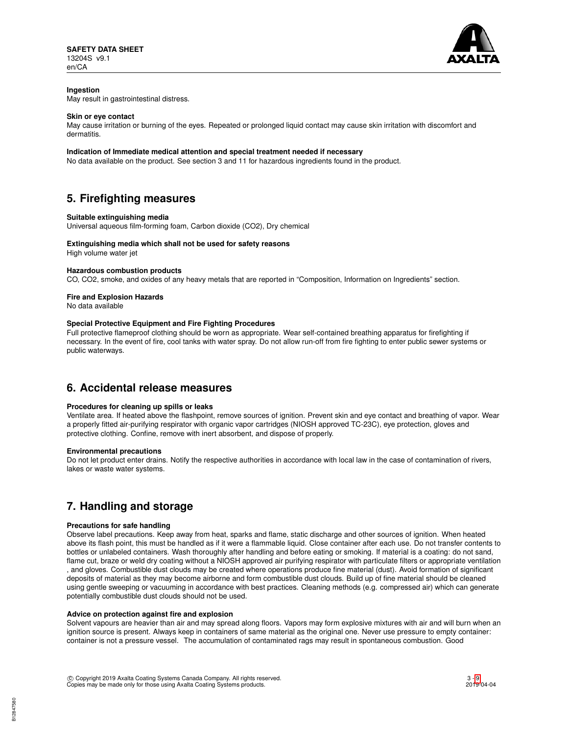**Ingestion**
May result in gastrointestinal distress.

**Skin or eye contact**
May cause irritation or burning of the eyes. Repeated or prolonged liquid contact may cause skin irritation with discomfort and dermatitis.

**Indication of Immediate medical attention and special treatment needed if necessary**
No data available on the product. See section 3 and 11 for hazardous ingredients found in the product.

## 5. Firefighting measures

**Suitable extinguishing media**
Universal aqueous film-forming foam, Carbon dioxide ($CO_2$), Dry chemical

**Extinguishing media which shall not be used for safety reasons**
High volume water jet

**Hazardous combustion products**
CO, $CO_2$, smoke, and oxides of any heavy metals that are reported in "Composition, Information on Ingredients" section.

**Fire and Explosion Hazards**
No data available

**Special Protective Equipment and Fire Fighting Procedures**
Full protective flameproof clothing should be worn as appropriate. Wear self-contained breathing apparatus for firefighting if necessary. In the event of fire, cool tanks with water spray. Do not allow run-off from fire fighting to enter public sewer systems or public waterways.

## 6. Accidental release measures

**Procedures for cleaning up spills or leaks**
Ventilate area. If heated above the flashpoint, remove sources of ignition. Prevent skin and eye contact and breathing of vapor. Wear a properly fitted air-purifying respirator with organic vapor cartridges (NIOSH approved TC-23C), eye protection, gloves and protective clothing. Confine, remove with inert absorbent, and dispose of properly.

**Environmental precautions**
Do not let product enter drains. Notify the respective authorities in accordance with local law in the case of contamination of rivers, lakes or waste water systems.

## 7. Handling and storage

**Precautions for safe handling**
Observe label precautions. Keep away from heat, sparks and flame, static discharge and other sources of ignition. When heated above its flash point, this must be handled as if it were a flammable liquid. Close container after each use. Do not transfer contents to bottles or unlabeled containers. Wash thoroughly after handling and before eating or smoking. If material is a coating: do not sand, flame cut, braze or weld dry coating without a NIOSH approved air purifying respirator with particulate filters or appropriate ventilation , and gloves. Combustible dust clouds may be created where operations produce fine material (dust). Avoid formation of significant deposits of material as they may become airborne and form combustible dust clouds. Build up of fine material should be cleaned using gentle sweeping or vacuuming in accordance with best practices. Cleaning methods (e.g. compressed air) which can generate potentially combustible dust clouds should not be used.

**Advice on protection against fire and explosion**
Solvent vapours are heavier than air and may spread along floors. Vapors may form explosive mixtures with air and will burn when an ignition source is present. Always keep in containers of same material as the original one. Never use pressure to empty container: container is not a pressure vessel. The accumulation of contaminated rags may result in spontaneous combustion. Good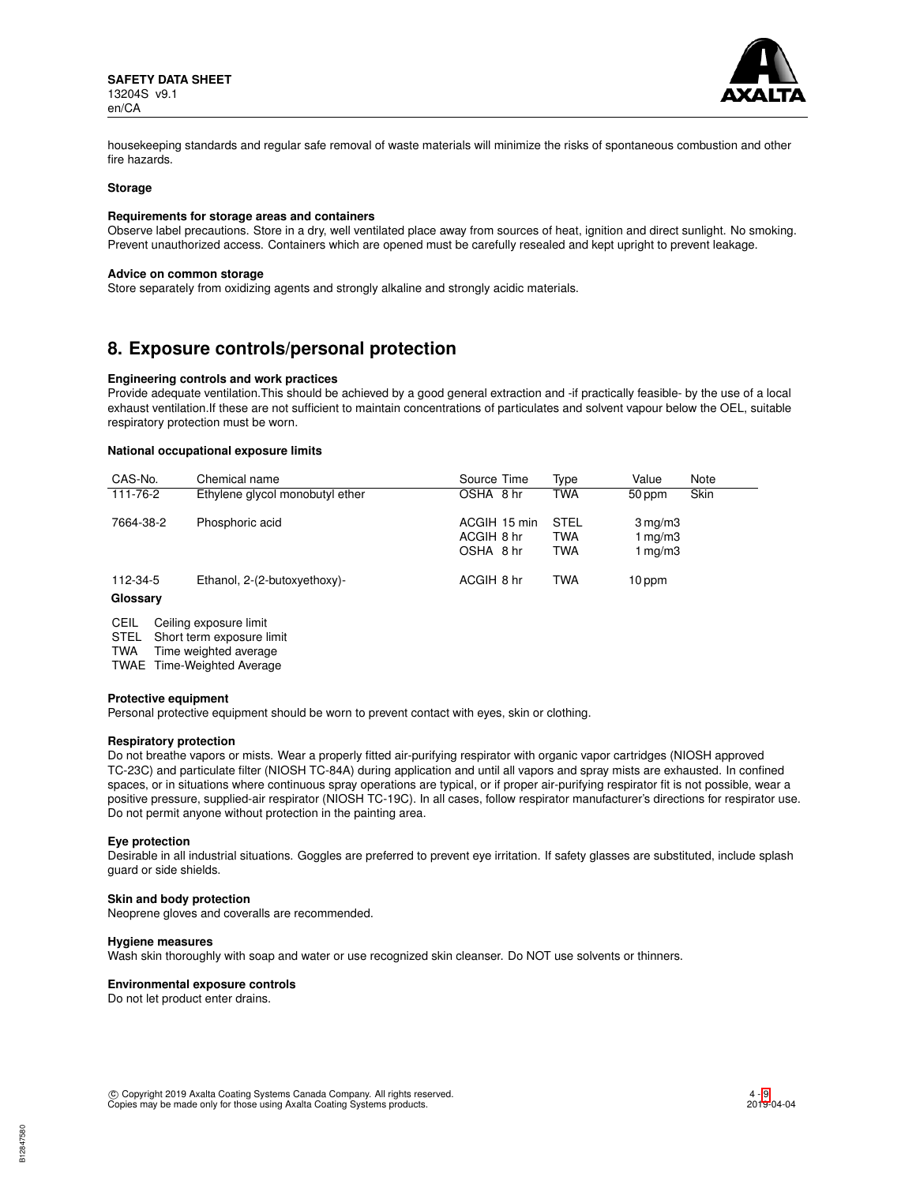housekeeping standards and regular safe removal of waste materials will minimize the risks of spontaneous combustion and other fire hazards.

**Storage**

**Requirements for storage areas and containers**

Observe label precautions. Store in a dry, well ventilated place away from sources of heat, ignition and direct sunlight. No smoking. Prevent unauthorized access. Containers which are opened must be carefully resealed and kept upright to prevent leakage.

**Advice on common storage**

Store separately from oxidizing agents and strongly alkaline and strongly acidic materials.

# 8. Exposure controls/personal protection

**Engineering controls and work practices**

Provide adequate ventilation.This should be achieved by a good general extraction and -if practically feasible- by the use of a local exhaust ventilation.If these are not sufficient to maintain concentrations of particulates and solvent vapour below the OEL, suitable respiratory protection must be worn.

**National occupational exposure limits**

| CAS-No. | Chemical name | Source | Time | Type | Value | Note |
|---|---|---|---|---|---|---|
| 111-76-2 | Ethylene glycol monobutyl ether | OSHA | 8 hr | TWA | 50 ppm | Skin |
| 7664-38-2 | Phosphoric acid | ACGIH | 15 min | STEL | 3 mg/m3 | |
| | | ACGIH | 8 hr | TWA | 1 mg/m3 | |
| | | OSHA | 8 hr | TWA | 1 mg/m3 | |
| 112-34-5 | Ethanol, 2-(2-butoxyethoxy)- | ACGIH | 8 hr | TWA | 10 ppm | |

**Glossary**

CEIL Ceiling exposure limit
STEL Short term exposure limit
TWA Time weighted average
TWAE Time-Weighted Average

**Protective equipment**

Personal protective equipment should be worn to prevent contact with eyes, skin or clothing.

**Respiratory protection**

Do not breathe vapors or mists. Wear a properly fitted air-purifying respirator with organic vapor cartridges (NIOSH approved TC-23C) and particulate filter (NIOSH TC-84A) during application and until all vapors and spray mists are exhausted. In confined spaces, or in situations where continuous spray operations are typical, or if proper air-purifying respirator fit is not possible, wear a positive pressure, supplied-air respirator (NIOSH TC-19C). In all cases, follow respirator manufacturer's directions for respirator use. Do not permit anyone without protection in the painting area.

**Eye protection**

Desirable in all industrial situations. Goggles are preferred to prevent eye irritation. If safety glasses are substituted, include splash guard or side shields.

**Skin and body protection**

Neoprene gloves and coveralls are recommended.

**Hygiene measures**

Wash skin thoroughly with soap and water or use recognized skin cleanser. Do NOT use solvents or thinners.

**Environmental exposure controls**

Do not let product enter drains.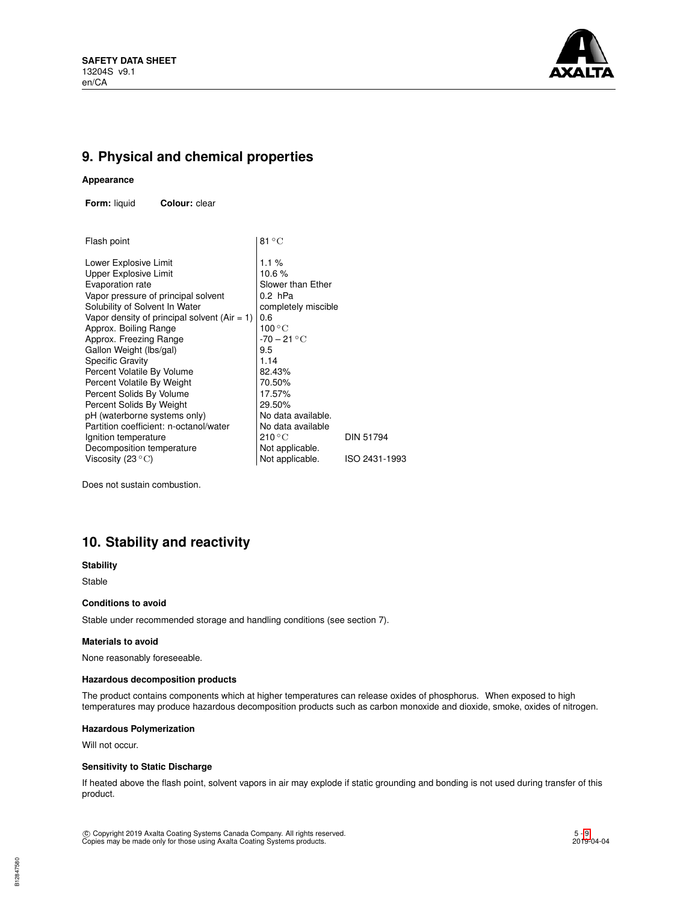## 9. Physical and chemical properties

**Appearance**

**Form:** liquid **Colour:** clear

| | | |
|---|---|---|
| Flash point | 81 °C | |
| Lower Explosive Limit | 1.1 % | |
| Upper Explosive Limit | 10.6 % | |
| Evaporation rate | Slower than Ether | |
| Vapor pressure of principal solvent | 0.2 hPa | |
| Solubility of Solvent In Water | completely miscible | |
| Vapor density of principal solvent (Air = 1) | 0.6 | |
| Approx. Boiling Range | 100 °C | |
| Approx. Freezing Range | -70 – 21 °C | |
| Gallon Weight (lbs/gal) | 9.5 | |
| Specific Gravity | 1.14 | |
| Percent Volatile By Volume | 82.43% | |
| Percent Volatile By Weight | 70.50% | |
| Percent Solids By Volume | 17.57% | |
| Percent Solids By Weight | 29.50% | |
| pH (waterborne systems only) | No data available. | |
| Partition coefficient: n-octanol/water | No data available | |
| Ignition temperature | 210 °C | DIN 51794 |
| Decomposition temperature | Not applicable. | |
| Viscosity (23 °C) | Not applicable. | ISO 2431-1993 |

Does not sustain combustion.

## 10. Stability and reactivity

**Stability**

Stable

**Conditions to avoid**

Stable under recommended storage and handling conditions (see section 7).

**Materials to avoid**

None reasonably foreseeable.

**Hazardous decomposition products**

The product contains components which at higher temperatures can release oxides of phosphorus. When exposed to high temperatures may produce hazardous decomposition products such as carbon monoxide and dioxide, smoke, oxides of nitrogen.

**Hazardous Polymerization**

Will not occur.

**Sensitivity to Static Discharge**

If heated above the flash point, solvent vapors in air may explode if static grounding and bonding is not used during transfer of this product.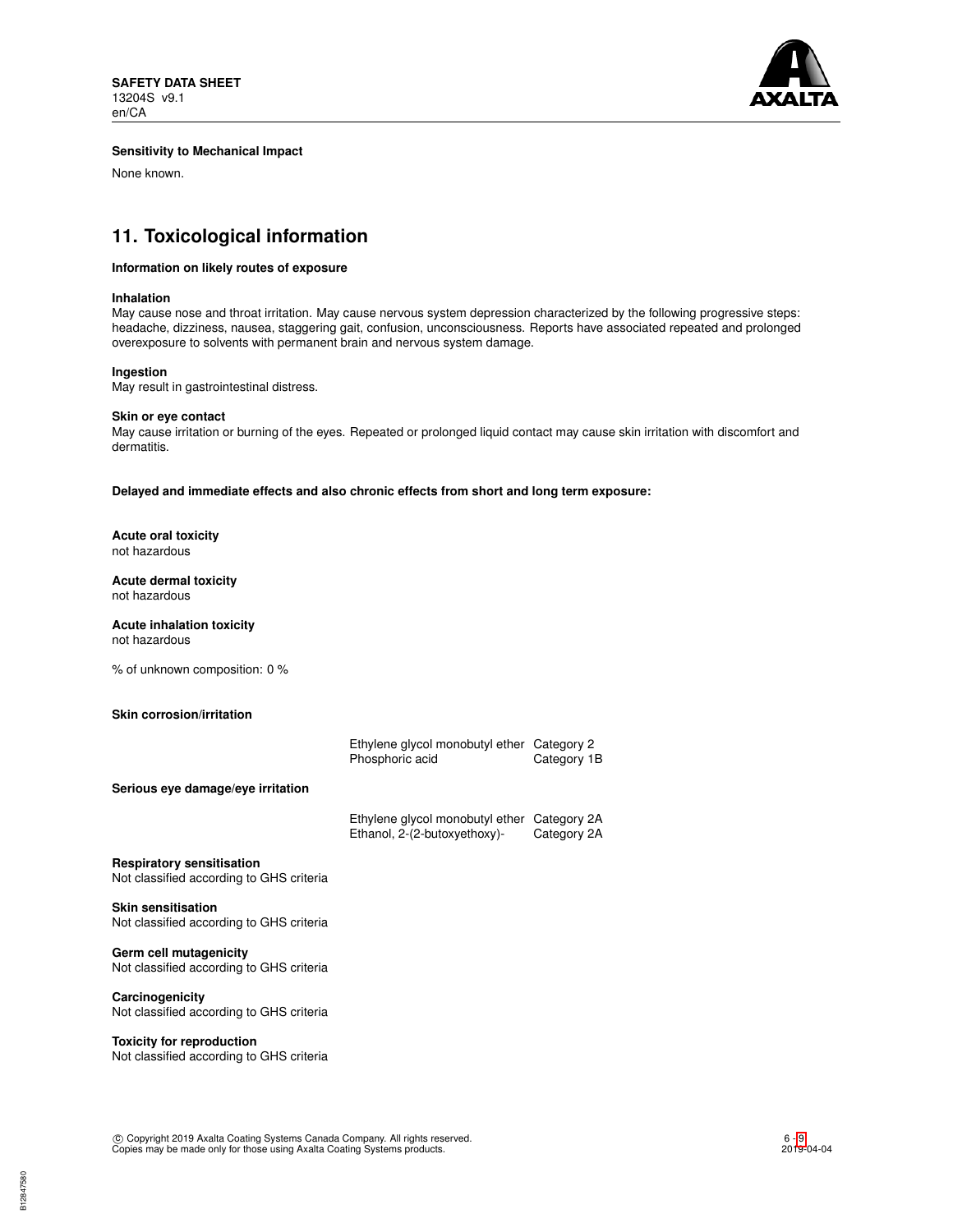**Sensitivity to Mechanical Impact**

None known.

## 11. Toxicological information

**Information on likely routes of exposure**

**Inhalation**
May cause nose and throat irritation. May cause nervous system depression characterized by the following progressive steps: headache, dizziness, nausea, staggering gait, confusion, unconsciousness. Reports have associated repeated and prolonged overexposure to solvents with permanent brain and nervous system damage.

**Ingestion**
May result in gastrointestinal distress.

**Skin or eye contact**
May cause irritation or burning of the eyes. Repeated or prolonged liquid contact may cause skin irritation with discomfort and dermatitis.

**Delayed and immediate effects and also chronic effects from short and long term exposure:**

**Acute oral toxicity**
not hazardous

**Acute dermal toxicity**
not hazardous

**Acute inhalation toxicity**
not hazardous

% of unknown composition: 0 %

**Skin corrosion/irritation**

| | |
|---|---|
| Ethylene glycol monobutyl ether | Category 2 |
| Phosphoric acid | Category 1B |

**Serious eye damage/eye irritation**

| | |
|---|---|
| Ethylene glycol monobutyl ether | Category 2A |
| Ethanol, 2-(2-butoxyethoxy)- | Category 2A |

**Respiratory sensitisation**
Not classified according to GHS criteria

**Skin sensitisation**
Not classified according to GHS criteria

**Germ cell mutagenicity**
Not classified according to GHS criteria

**Carcinogenicity**
Not classified according to GHS criteria

**Toxicity for reproduction**
Not classified according to GHS criteria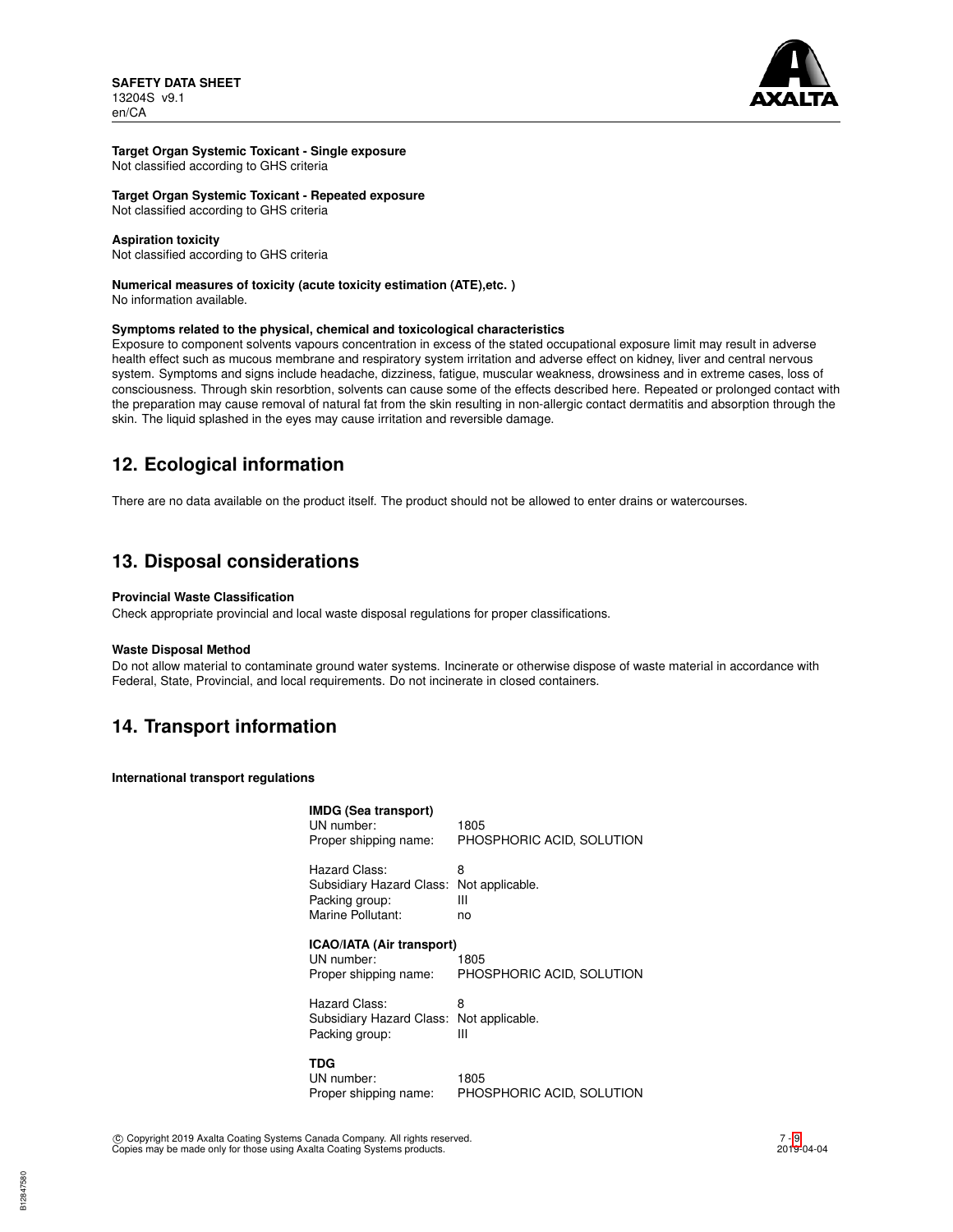**Target Organ Systemic Toxicant - Single exposure**
Not classified according to GHS criteria

**Target Organ Systemic Toxicant - Repeated exposure**
Not classified according to GHS criteria

**Aspiration toxicity**
Not classified according to GHS criteria

**Numerical measures of toxicity (acute toxicity estimation (ATE),etc. )**
No information available.

**Symptoms related to the physical, chemical and toxicological characteristics**
Exposure to component solvents vapours concentration in excess of the stated occupational exposure limit may result in adverse health effect such as mucous membrane and respiratory system irritation and adverse effect on kidney, liver and central nervous system. Symptoms and signs include headache, dizziness, fatigue, muscular weakness, drowsiness and in extreme cases, loss of consciousness. Through skin resorbtion, solvents can cause some of the effects described here. Repeated or prolonged contact with the preparation may cause removal of natural fat from the skin resulting in non-allergic contact dermatitis and absorption through the skin. The liquid splashed in the eyes may cause irritation and reversible damage.

## 12. Ecological information

There are no data available on the product itself. The product should not be allowed to enter drains or watercourses.

## 13. Disposal considerations

**Provincial Waste Classification**
Check appropriate provincial and local waste disposal regulations for proper classifications.

**Waste Disposal Method**
Do not allow material to contaminate ground water systems. Incinerate or otherwise dispose of waste material in accordance with Federal, State, Provincial, and local requirements. Do not incinerate in closed containers.

## 14. Transport information

**International transport regulations**

**IMDG (Sea transport)**

UN number: 1805
Proper shipping name: PHOSPHORIC ACID, SOLUTION

Hazard Class: 8
Subsidiary Hazard Class: Not applicable.
Packing group: III
Marine Pollutant: no

**ICAO/IATA (Air transport)**

UN number: 1805
Proper shipping name: PHOSPHORIC ACID, SOLUTION

Hazard Class: 8
Subsidiary Hazard Class: Not applicable.
Packing group: III

**TDG**

UN number: 1805
Proper shipping name: PHOSPHORIC ACID, SOLUTION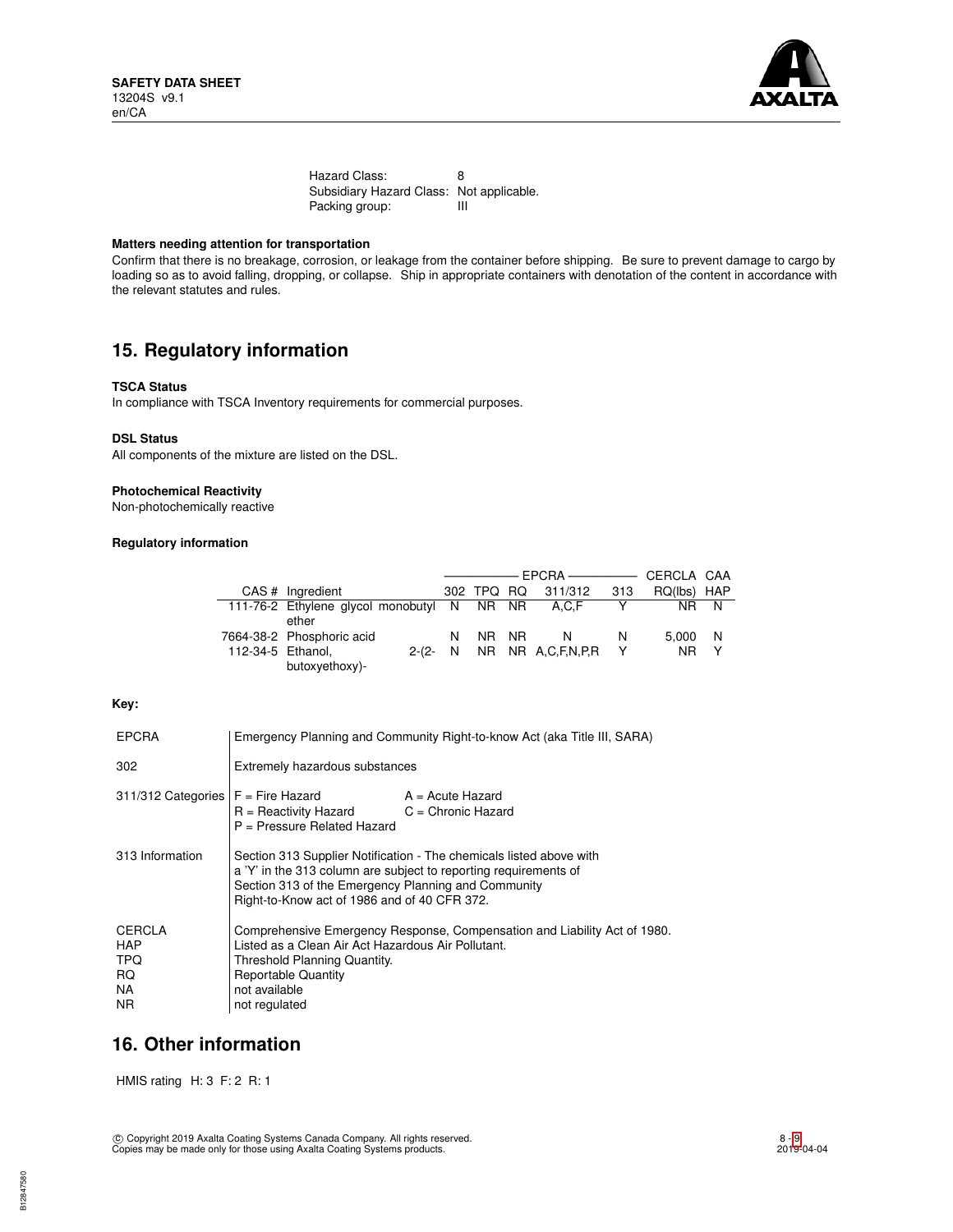Hazard Class: 8
Subsidiary Hazard Class: Not applicable.
Packing group: III

**Matters needing attention for transportation**

Confirm that there is no breakage, corrosion, or leakage from the container before shipping. Be sure to prevent damage to cargo by loading so as to avoid falling, dropping, or collapse. Ship in appropriate containers with denotation of the content in accordance with the relevant statutes and rules.

## 15. Regulatory information

**TSCA Status**

In compliance with TSCA Inventory requirements for commercial purposes.

**DSL Status**

All components of the mixture are listed on the DSL.

**Photochemical Reactivity**

Non-photochemically reactive

**Regulatory information**

| | | EPCRA | | | | | CERCLA | CAA |
|---|---|---|---|---|---|---|---|---|
| CAS # | Ingredient | 302 | TPQ | RQ | 311/312 | 313 | RQ(lbs) | HAP |
| 111-76-2 | Ethylene glycol monobutyl ether | N | NR | NR | A,C,F | Y | NR | N |
| 7664-38-2 | Phosphoric acid | N | NR | NR | N | N | 5,000 | N |
| 112-34-5 | Ethanol, 2-(2-butoxyethoxy)- | N | NR | NR | A,C,F,N,P,R | Y | NR | Y |

**Key:**

| | |
|---|---|
| EPCRA | Emergency Planning and Community Right-to-know Act (aka Title III, SARA) |
| 302 | Extremely hazardous substances |
| 311/312 Categories | F = Fire Hazard; A = Acute Hazard; R = Reactivity Hazard; C = Chronic Hazard; P = Pressure Related Hazard |
| 313 Information | Section 313 Supplier Notification - The chemicals listed above with a 'Y' in the 313 column are subject to reporting requirements of Section 313 of the Emergency Planning and Community Right-to-Know act of 1986 and of 40 CFR 372. |
| CERCLA | Comprehensive Emergency Response, Compensation and Liability Act of 1980. |
| HAP | Listed as a Clean Air Act Hazardous Air Pollutant. |
| TPQ | Threshold Planning Quantity. |
| RQ | Reportable Quantity |
| NA | not available |
| NR | not regulated |

## 16. Other information

HMIS rating H: 3 F: 2 R: 1

© Copyright 2019 Axalta Coating Systems Canada Company. All rights reserved.
Copies may be made only for those using Axalta Coating Systems products.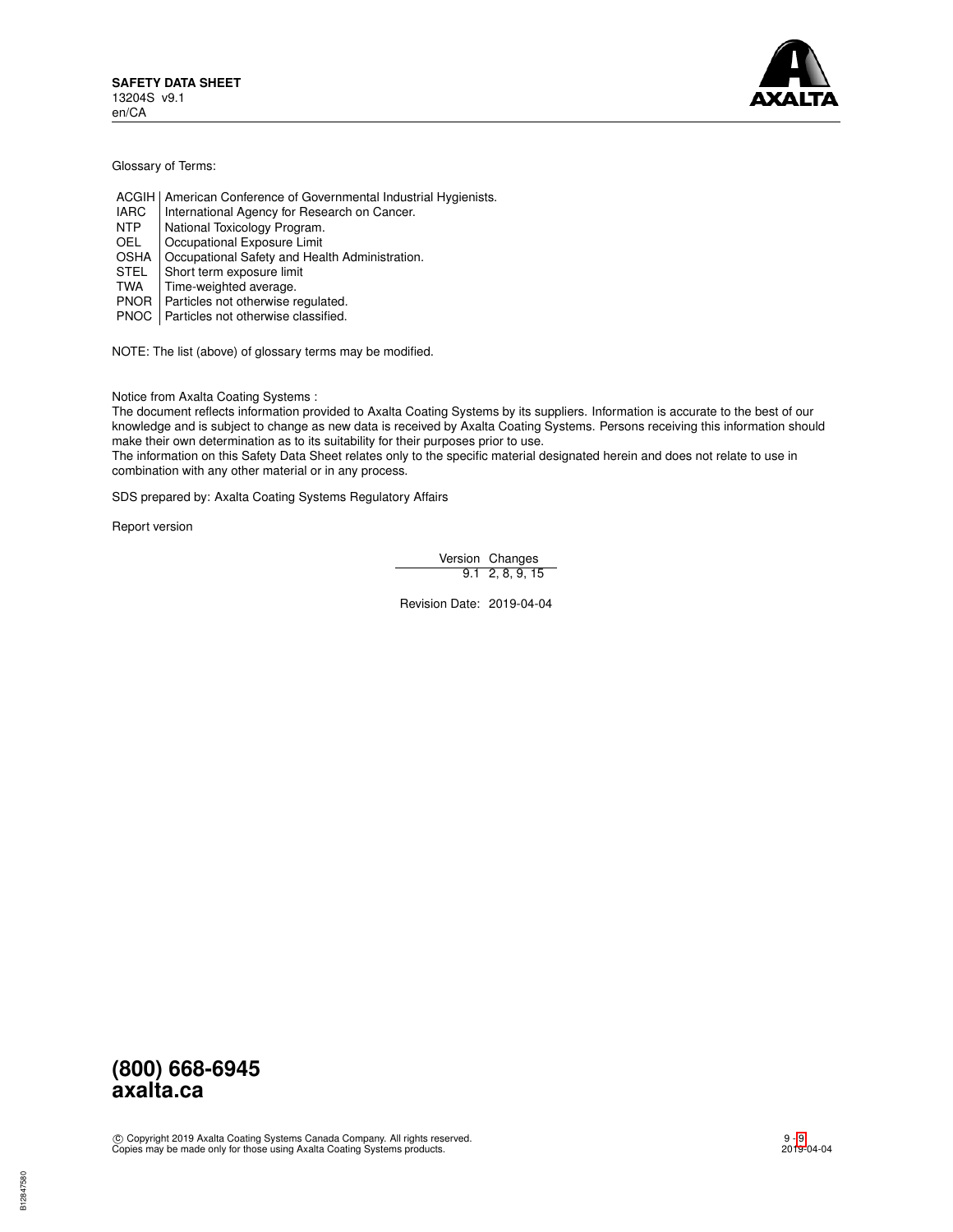Glossary of Terms:

| | |
|---|---|
| ACGIH | American Conference of Governmental Industrial Hygienists. |
| IARC | International Agency for Research on Cancer. |
| NTP | National Toxicology Program. |
| OEL | Occupational Exposure Limit |
| OSHA | Occupational Safety and Health Administration. |
| STEL | Short term exposure limit |
| TWA | Time-weighted average. |
| PNOR | Particles not otherwise regulated. |
| PNOC | Particles not otherwise classified. |

NOTE: The list (above) of glossary terms may be modified.

Notice from Axalta Coating Systems :
The document reflects information provided to Axalta Coating Systems by its suppliers. Information is accurate to the best of our knowledge and is subject to change as new data is received by Axalta Coating Systems. Persons receiving this information should make their own determination as to its suitability for their purposes prior to use.
The information on this Safety Data Sheet relates only to the specific material designated herein and does not relate to use in combination with any other material or in any process.

SDS prepared by: Axalta Coating Systems Regulatory Affairs

Report version

| Version | Changes |
|---|---|
| 9.1 | 2, 8, 9, 15 |

Revision Date: 2019-04-04

**(800) 668-6945**
**axalta.ca**

© Copyright 2019 Axalta Coating Systems Canada Company. All rights reserved.
Copies may be made only for those using Axalta Coating Systems products.